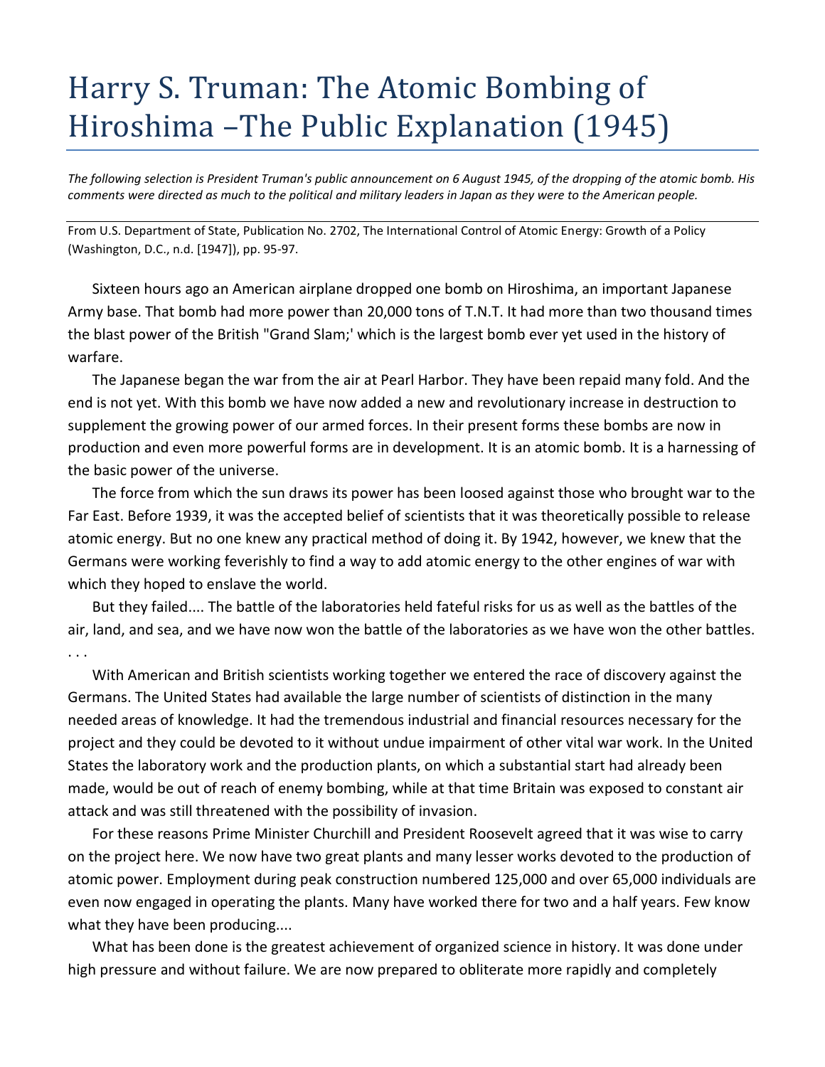# Harry S. Truman: The Atomic Bombing of Hiroshima –The Public Explanation (1945)

*The following selection is President Truman's public announcement on 6 August 1945, of the dropping of the atomic bomb. His comments were directed as much to the political and military leaders in Japan as they were to the American people.*

From U.S. Department of State, Publication No. 2702, The International Control of Atomic Energy: Growth of a Policy (Washington, D.C., n.d. [1947]), pp. 95-97.

Sixteen hours ago an American airplane dropped one bomb on Hiroshima, an important Japanese Army base. That bomb had more power than 20,000 tons of T.N.T. It had more than two thousand times the blast power of the British "Grand Slam;' which is the largest bomb ever yet used in the history of warfare.

The Japanese began the war from the air at Pearl Harbor. They have been repaid many fold. And the end is not yet. With this bomb we have now added a new and revolutionary increase in destruction to supplement the growing power of our armed forces. In their present forms these bombs are now in production and even more powerful forms are in development. It is an atomic bomb. It is a harnessing of the basic power of the universe.

The force from which the sun draws its power has been loosed against those who brought war to the Far East. Before 1939, it was the accepted belief of scientists that it was theoretically possible to release atomic energy. But no one knew any practical method of doing it. By 1942, however, we knew that the Germans were working feverishly to find a way to add atomic energy to the other engines of war with which they hoped to enslave the world.

But they failed.... The battle of the laboratories held fateful risks for us as well as the battles of the air, land, and sea, and we have now won the battle of the laboratories as we have won the other battles. . . .

With American and British scientists working together we entered the race of discovery against the Germans. The United States had available the large number of scientists of distinction in the many needed areas of knowledge. It had the tremendous industrial and financial resources necessary for the project and they could be devoted to it without undue impairment of other vital war work. In the United States the laboratory work and the production plants, on which a substantial start had already been made, would be out of reach of enemy bombing, while at that time Britain was exposed to constant air attack and was still threatened with the possibility of invasion.

For these reasons Prime Minister Churchill and President Roosevelt agreed that it was wise to carry on the project here. We now have two great plants and many lesser works devoted to the production of atomic power. Employment during peak construction numbered 125,000 and over 65,000 individuals are even now engaged in operating the plants. Many have worked there for two and a half years. Few know what they have been producing....

What has been done is the greatest achievement of organized science in history. It was done under high pressure and without failure. We are now prepared to obliterate more rapidly and completely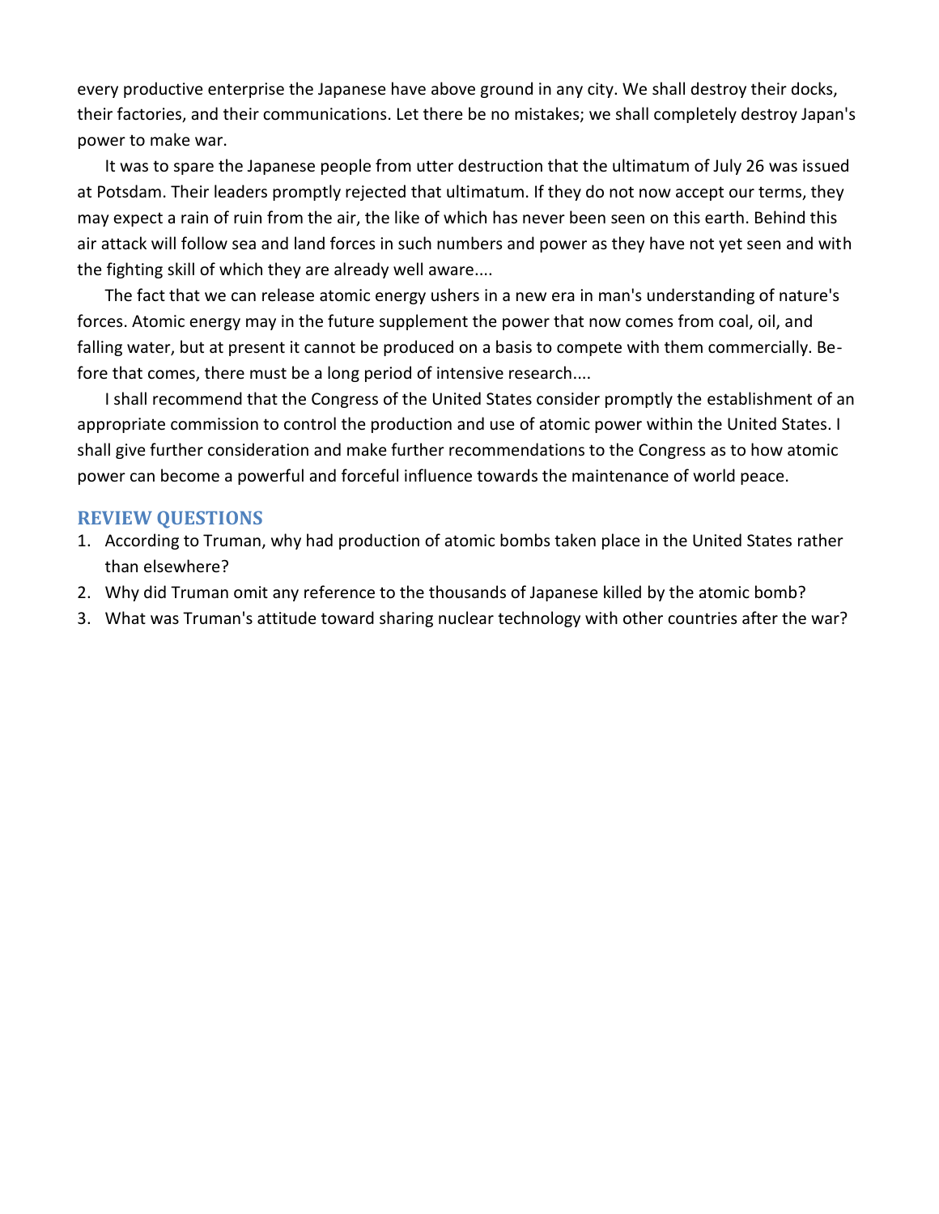every productive enterprise the Japanese have above ground in any city. We shall destroy their docks, their factories, and their communications. Let there be no mistakes; we shall completely destroy Japan's power to make war.

It was to spare the Japanese people from utter destruction that the ultimatum of July 26 was issued at Potsdam. Their leaders promptly rejected that ultimatum. If they do not now accept our terms, they may expect a rain of ruin from the air, the like of which has never been seen on this earth. Behind this air attack will follow sea and land forces in such numbers and power as they have not yet seen and with the fighting skill of which they are already well aware....

The fact that we can release atomic energy ushers in a new era in man's understanding of nature's forces. Atomic energy may in the future supplement the power that now comes from coal, oil, and falling water, but at present it cannot be produced on a basis to compete with them commercially. Before that comes, there must be a long period of intensive research....

I shall recommend that the Congress of the United States consider promptly the establishment of an appropriate commission to control the production and use of atomic power within the United States. I shall give further consideration and make further recommendations to the Congress as to how atomic power can become a powerful and forceful influence towards the maintenance of world peace.

## REVIEW QUESTIONS

1. According to Truman, why had production of atomic bombs taken place in the United States rather than elsewhere?
2. Why did Truman omit any reference to the thousands of Japanese killed by the atomic bomb?
3. What was Truman's attitude toward sharing nuclear technology with other countries after the war?